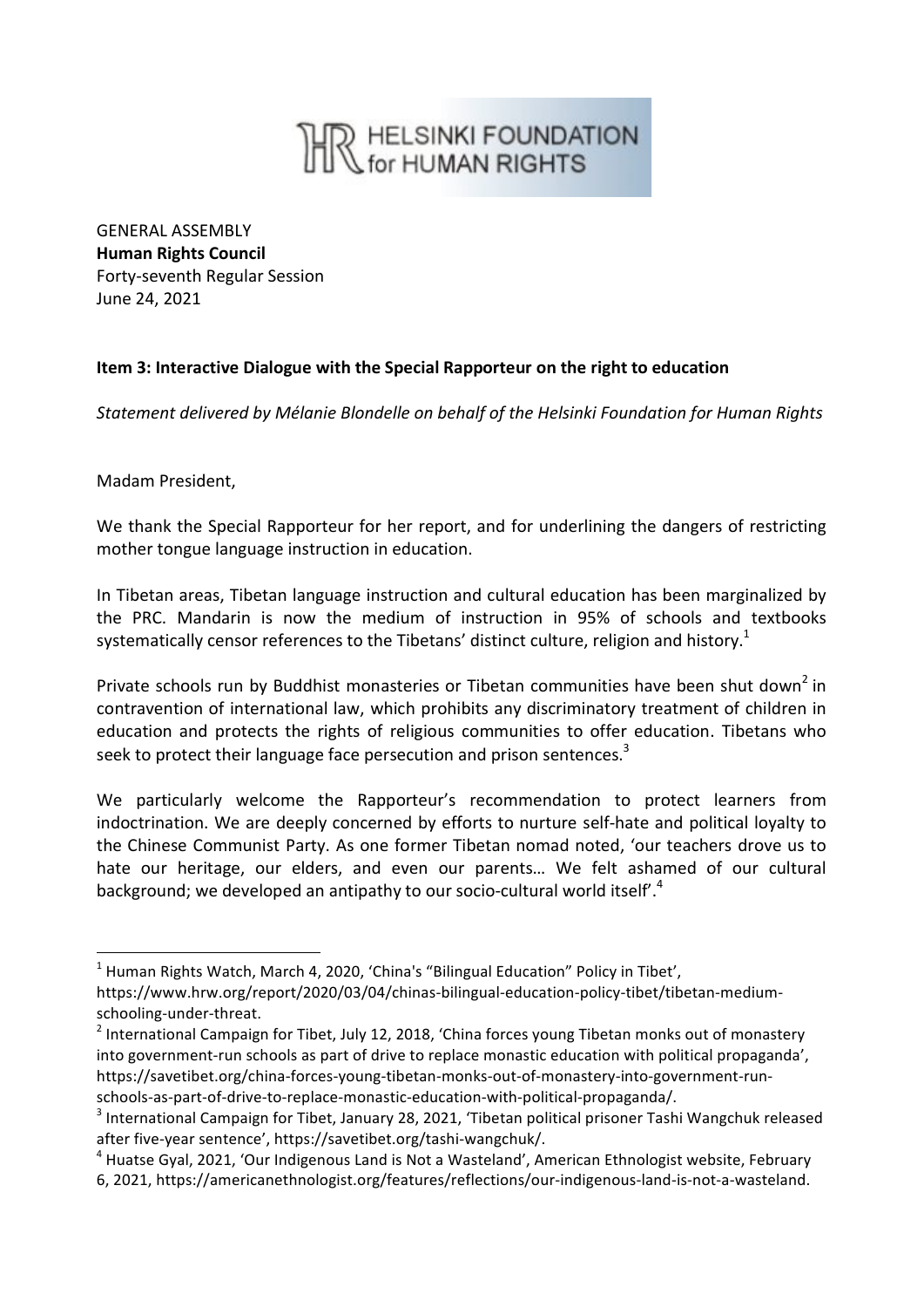HELSINKI FOUNDATION for HUMAN RIGHTS

GENERAL ASSEMBLY
**Human Rights Council**
Forty-seventh Regular Session
June 24, 2021

**Item 3: Interactive Dialogue with the Special Rapporteur on the right to education**

*Statement delivered by Mélanie Blondelle on behalf of the Helsinki Foundation for Human Rights*

Madam President,

We thank the Special Rapporteur for her report, and for underlining the dangers of restricting mother tongue language instruction in education.

In Tibetan areas, Tibetan language instruction and cultural education has been marginalized by the PRC. Mandarin is now the medium of instruction in 95% of schools and textbooks systematically censor references to the Tibetans' distinct culture, religion and history.[1]

Private schools run by Buddhist monasteries or Tibetan communities have been shut down[2] in contravention of international law, which prohibits any discriminatory treatment of children in education and protects the rights of religious communities to offer education. Tibetans who seek to protect their language face persecution and prison sentences.[3]

We particularly welcome the Rapporteur's recommendation to protect learners from indoctrination. We are deeply concerned by efforts to nurture self-hate and political loyalty to the Chinese Communist Party. As one former Tibetan nomad noted, 'our teachers drove us to hate our heritage, our elders, and even our parents… We felt ashamed of our cultural background; we developed an antipathy to our socio-cultural world itself'.[4]

---

[1] Human Rights Watch, March 4, 2020, 'China's "Bilingual Education" Policy in Tibet', https://www.hrw.org/report/2020/03/04/chinas-bilingual-education-policy-tibet/tibetan-medium-schooling-under-threat.

[2] International Campaign for Tibet, July 12, 2018, 'China forces young Tibetan monks out of monastery into government-run schools as part of drive to replace monastic education with political propaganda', https://savetibet.org/china-forces-young-tibetan-monks-out-of-monastery-into-government-run-schools-as-part-of-drive-to-replace-monastic-education-with-political-propaganda/.

[3] International Campaign for Tibet, January 28, 2021, 'Tibetan political prisoner Tashi Wangchuk released after five-year sentence', https://savetibet.org/tashi-wangchuk/.

[4] Huatse Gyal, 2021, 'Our Indigenous Land is Not a Wasteland', American Ethnologist website, February 6, 2021, https://americanethnologist.org/features/reflections/our-indigenous-land-is-not-a-wasteland.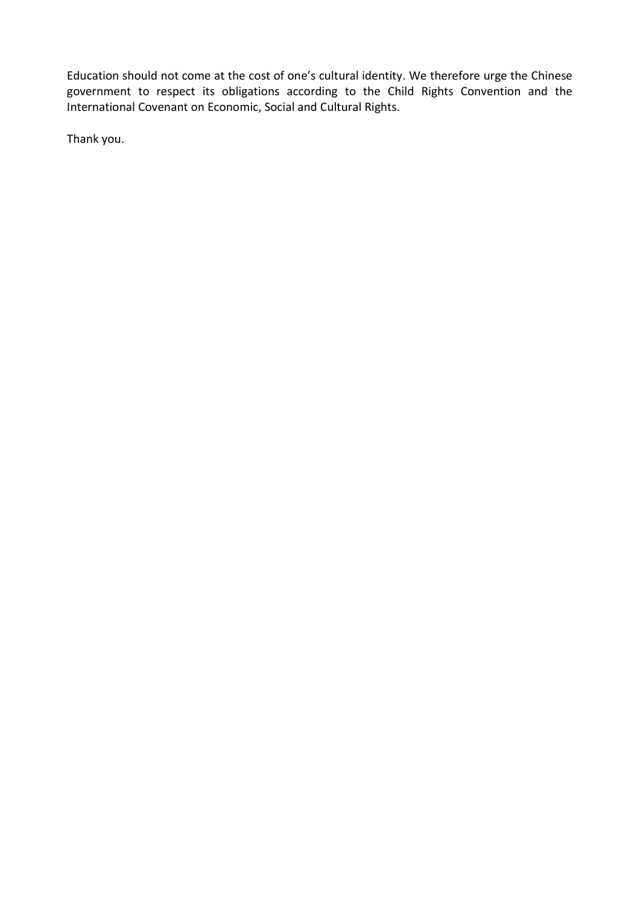Education should not come at the cost of one's cultural identity. We therefore urge the Chinese government to respect its obligations according to the Child Rights Convention and the International Covenant on Economic, Social and Cultural Rights.

Thank you.